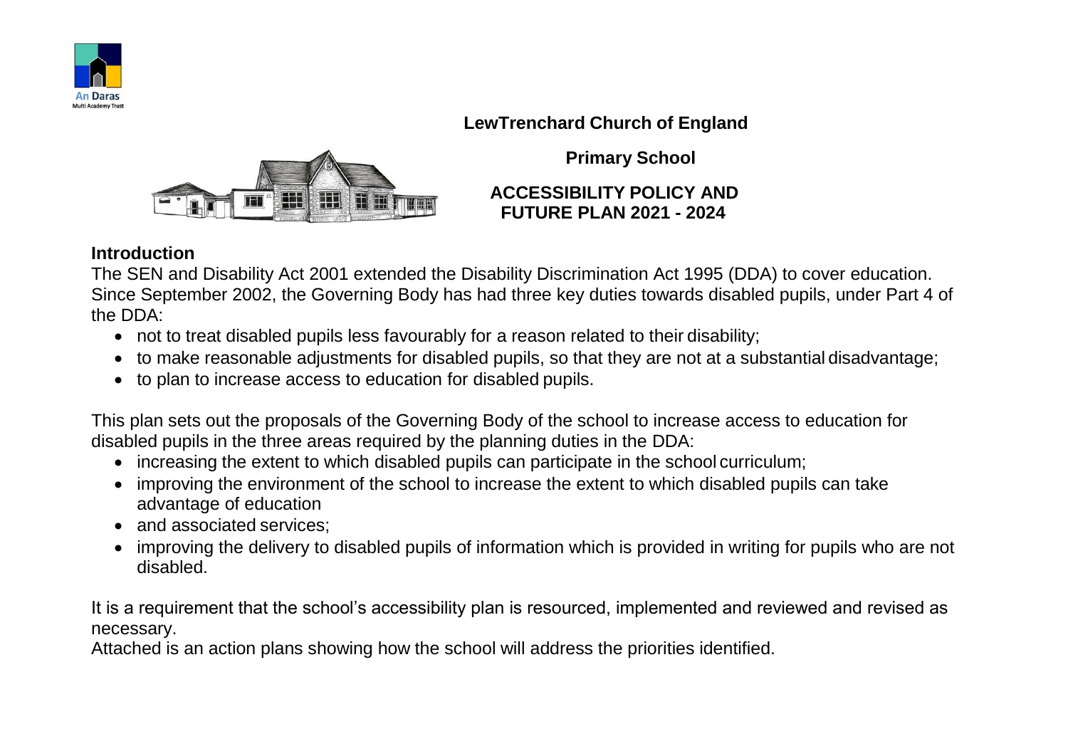An Daras
Multi Academy Trust

# LewTrenchard Church of England

# Primary School

## ACCESSIBILITY POLICY AND FUTURE PLAN 2021 - 2024

### Introduction

The SEN and Disability Act 2001 extended the Disability Discrimination Act 1995 (DDA) to cover education. Since September 2002, the Governing Body has had three key duties towards disabled pupils, under Part 4 of the DDA:

- not to treat disabled pupils less favourably for a reason related to their disability;
- to make reasonable adjustments for disabled pupils, so that they are not at a substantial disadvantage;
- to plan to increase access to education for disabled pupils.

This plan sets out the proposals of the Governing Body of the school to increase access to education for disabled pupils in the three areas required by the planning duties in the DDA:

- increasing the extent to which disabled pupils can participate in the school curriculum;
- improving the environment of the school to increase the extent to which disabled pupils can take advantage of education
- and associated services;
- improving the delivery to disabled pupils of information which is provided in writing for pupils who are not disabled.

It is a requirement that the school's accessibility plan is resourced, implemented and reviewed and revised as necessary.
Attached is an action plans showing how the school will address the priorities identified.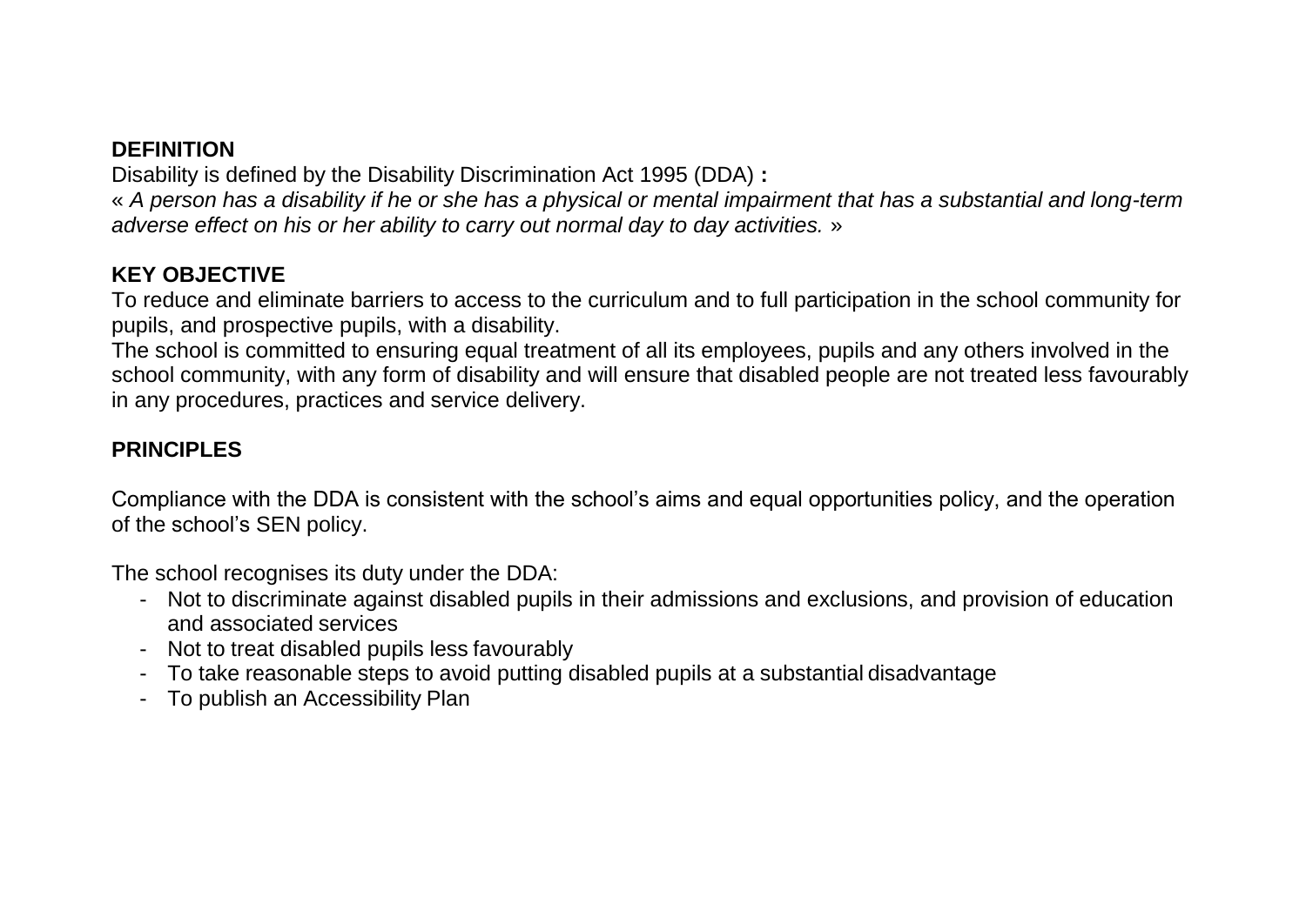## DEFINITION

Disability is defined by the Disability Discrimination Act 1995 (DDA) **:**

« *A person has a disability if he or she has a physical or mental impairment that has a substantial and long-term adverse effect on his or her ability to carry out normal day to day activities.* »

## KEY OBJECTIVE

To reduce and eliminate barriers to access to the curriculum and to full participation in the school community for pupils, and prospective pupils, with a disability.

The school is committed to ensuring equal treatment of all its employees, pupils and any others involved in the school community, with any form of disability and will ensure that disabled people are not treated less favourably in any procedures, practices and service delivery.

## PRINCIPLES

Compliance with the DDA is consistent with the school's aims and equal opportunities policy, and the operation of the school's SEN policy.

The school recognises its duty under the DDA:

- Not to discriminate against disabled pupils in their admissions and exclusions, and provision of education and associated services
- Not to treat disabled pupils less favourably
- To take reasonable steps to avoid putting disabled pupils at a substantial disadvantage
- To publish an Accessibility Plan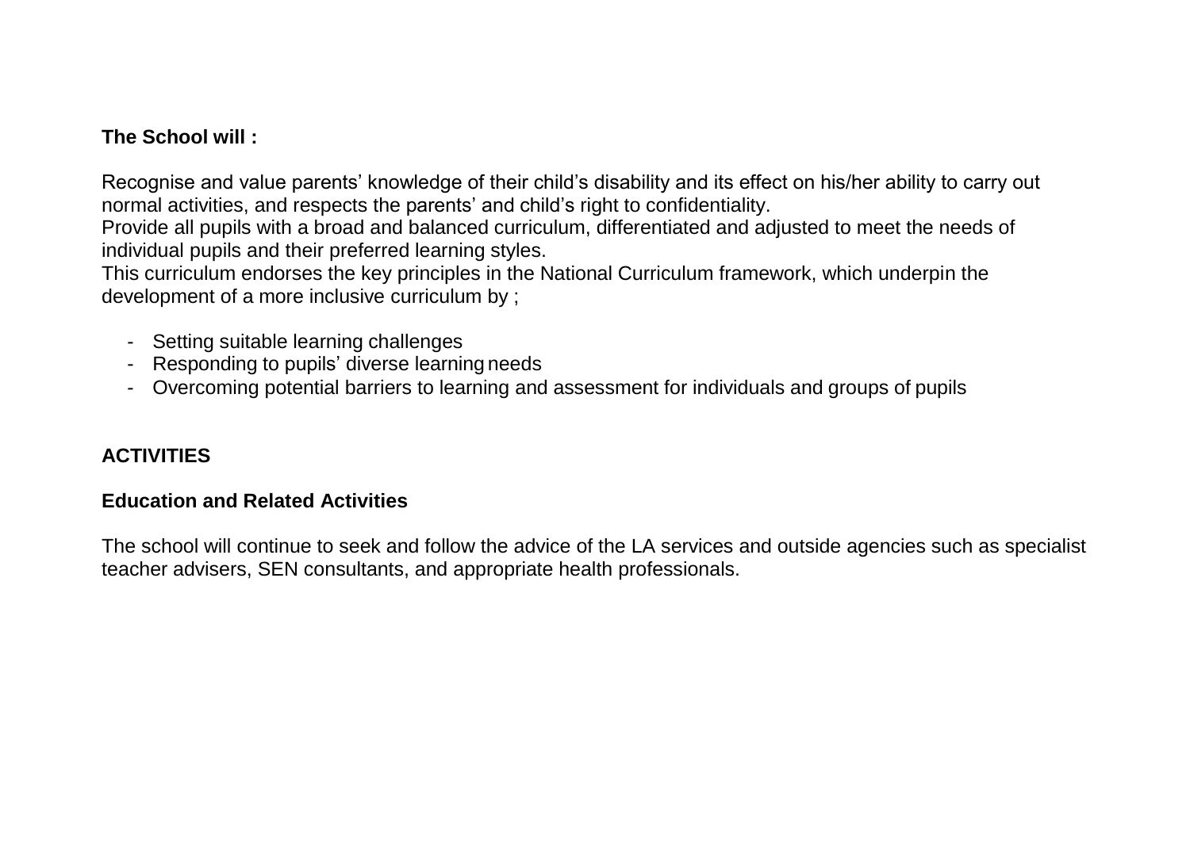**The School will :**

Recognise and value parents' knowledge of their child's disability and its effect on his/her ability to carry out normal activities, and respects the parents' and child's right to confidentiality.
Provide all pupils with a broad and balanced curriculum, differentiated and adjusted to meet the needs of individual pupils and their preferred learning styles.
This curriculum endorses the key principles in the National Curriculum framework, which underpin the development of a more inclusive curriculum by ;

- Setting suitable learning challenges
- Responding to pupils' diverse learning needs
- Overcoming potential barriers to learning and assessment for individuals and groups of pupils

## ACTIVITIES

### Education and Related Activities

The school will continue to seek and follow the advice of the LA services and outside agencies such as specialist teacher advisers, SEN consultants, and appropriate health professionals.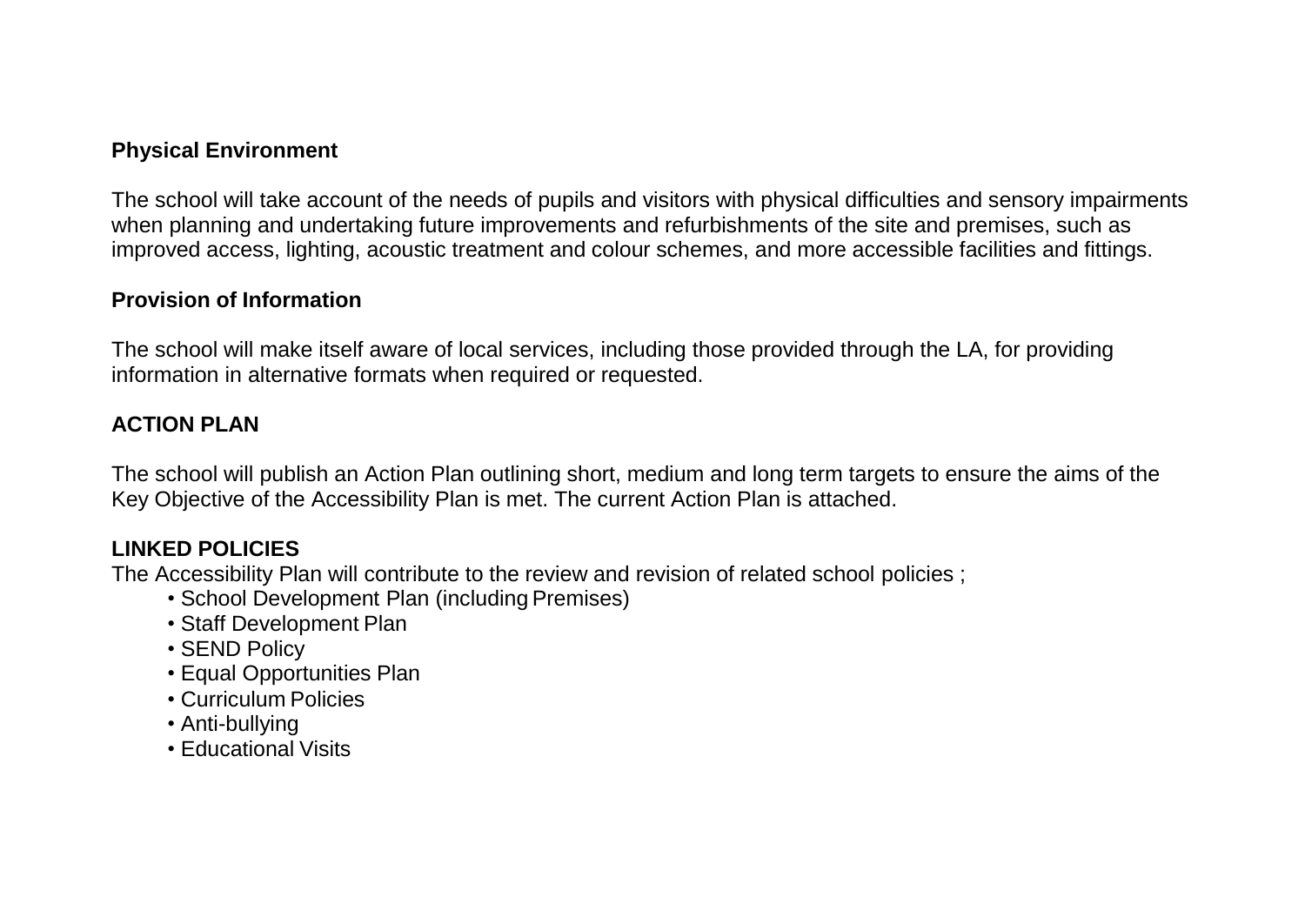**Physical Environment**

The school will take account of the needs of pupils and visitors with physical difficulties and sensory impairments when planning and undertaking future improvements and refurbishments of the site and premises, such as improved access, lighting, acoustic treatment and colour schemes, and more accessible facilities and fittings.

**Provision of Information**

The school will make itself aware of local services, including those provided through the LA, for providing information in alternative formats when required or requested.

**ACTION PLAN**

The school will publish an Action Plan outlining short, medium and long term targets to ensure the aims of the Key Objective of the Accessibility Plan is met. The current Action Plan is attached.

**LINKED POLICIES**

The Accessibility Plan will contribute to the review and revision of related school policies ;

- School Development Plan (including Premises)
- Staff Development Plan
- SEND Policy
- Equal Opportunities Plan
- Curriculum Policies
- Anti-bullying
- Educational Visits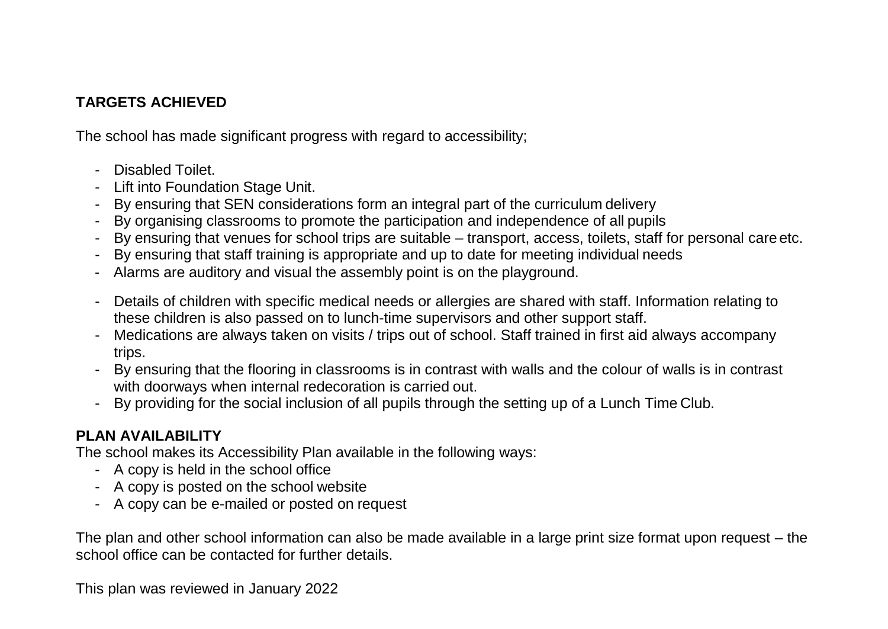## TARGETS ACHIEVED

The school has made significant progress with regard to accessibility;

- Disabled Toilet.
- Lift into Foundation Stage Unit.
- By ensuring that SEN considerations form an integral part of the curriculum delivery
- By organising classrooms to promote the participation and independence of all pupils
- By ensuring that venues for school trips are suitable – transport, access, toilets, staff for personal care etc.
- By ensuring that staff training is appropriate and up to date for meeting individual needs
- Alarms are auditory and visual the assembly point is on the playground.
- Details of children with specific medical needs or allergies are shared with staff. Information relating to these children is also passed on to lunch-time supervisors and other support staff.
- Medications are always taken on visits / trips out of school. Staff trained in first aid always accompany trips.
- By ensuring that the flooring in classrooms is in contrast with walls and the colour of walls is in contrast with doorways when internal redecoration is carried out.
- By providing for the social inclusion of all pupils through the setting up of a Lunch Time Club.

## PLAN AVAILABILITY

The school makes its Accessibility Plan available in the following ways:

- A copy is held in the school office
- A copy is posted on the school website
- A copy can be e-mailed or posted on request

The plan and other school information can also be made available in a large print size format upon request – the school office can be contacted for further details.

This plan was reviewed in January 2022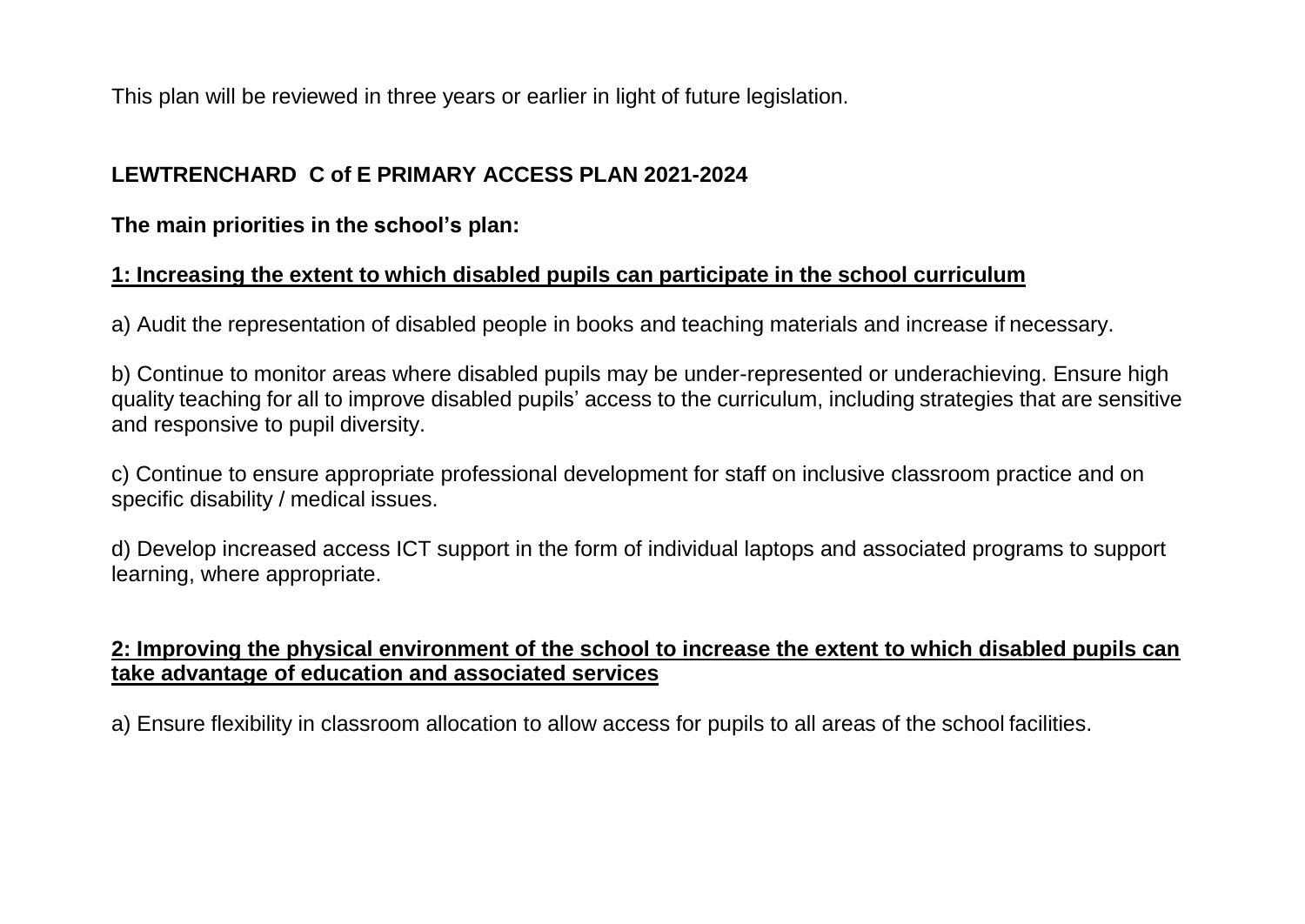This plan will be reviewed in three years or earlier in light of future legislation.

## LEWTRENCHARD C of E PRIMARY ACCESS PLAN 2021-2024

**The main priorities in the school's plan:**

### 1: Increasing the extent to which disabled pupils can participate in the school curriculum

a) Audit the representation of disabled people in books and teaching materials and increase if necessary.

b) Continue to monitor areas where disabled pupils may be under-represented or underachieving. Ensure high quality teaching for all to improve disabled pupils' access to the curriculum, including strategies that are sensitive and responsive to pupil diversity.

c) Continue to ensure appropriate professional development for staff on inclusive classroom practice and on specific disability / medical issues.

d) Develop increased access ICT support in the form of individual laptops and associated programs to support learning, where appropriate.

### 2: Improving the physical environment of the school to increase the extent to which disabled pupils can take advantage of education and associated services

a) Ensure flexibility in classroom allocation to allow access for pupils to all areas of the school facilities.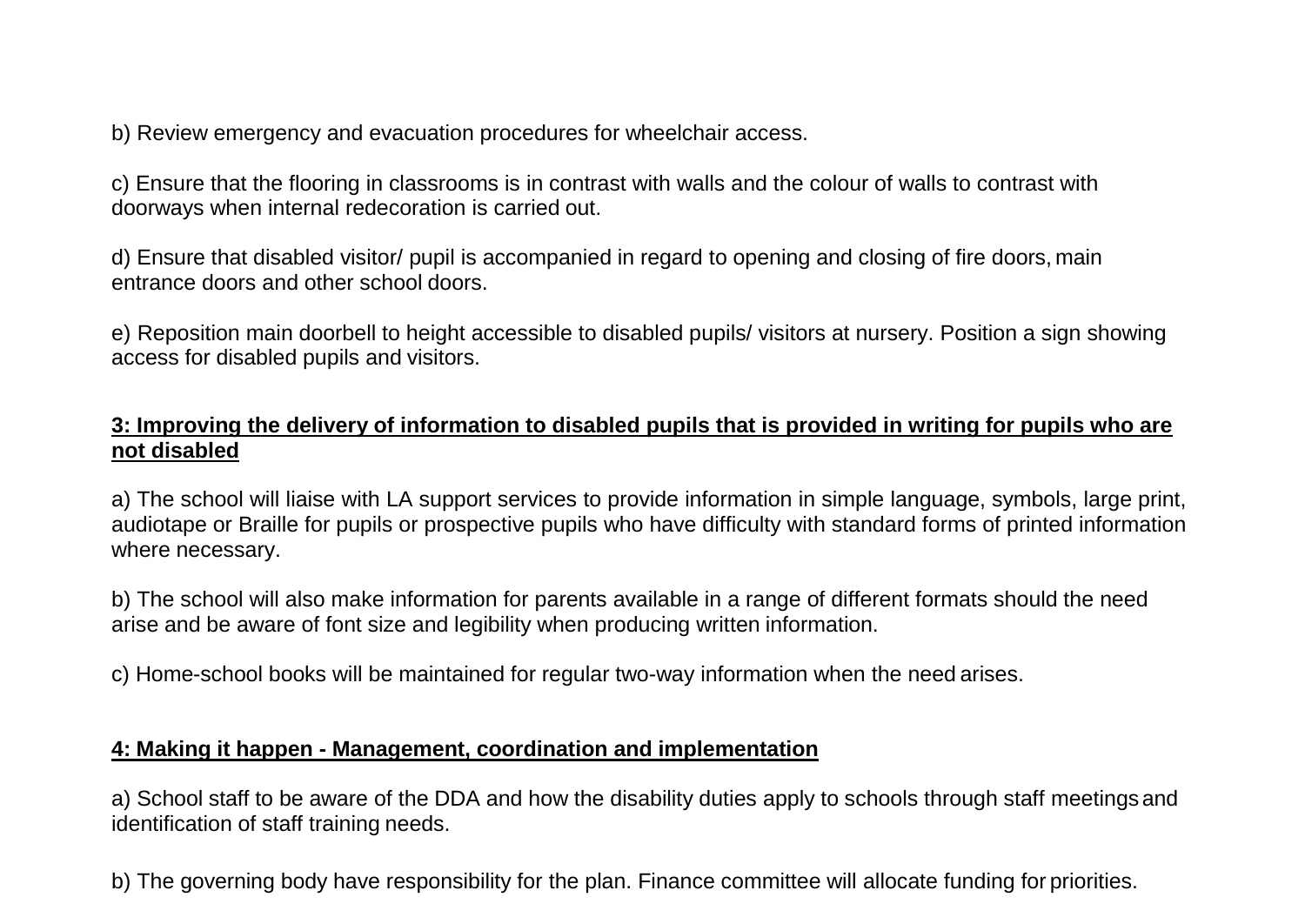b) Review emergency and evacuation procedures for wheelchair access.

c) Ensure that the flooring in classrooms is in contrast with walls and the colour of walls to contrast with doorways when internal redecoration is carried out.

d) Ensure that disabled visitor/ pupil is accompanied in regard to opening and closing of fire doors, main entrance doors and other school doors.

e) Reposition main doorbell to height accessible to disabled pupils/ visitors at nursery. Position a sign showing access for disabled pupils and visitors.

**3: Improving the delivery of information to disabled pupils that is provided in writing for pupils who are not disabled**

a) The school will liaise with LA support services to provide information in simple language, symbols, large print, audiotape or Braille for pupils or prospective pupils who have difficulty with standard forms of printed information where necessary.

b) The school will also make information for parents available in a range of different formats should the need arise and be aware of font size and legibility when producing written information.

c) Home-school books will be maintained for regular two-way information when the need arises.

**4: Making it happen - Management, coordination and implementation**

a) School staff to be aware of the DDA and how the disability duties apply to schools through staff meetings and identification of staff training needs.

b) The governing body have responsibility for the plan. Finance committee will allocate funding for priorities.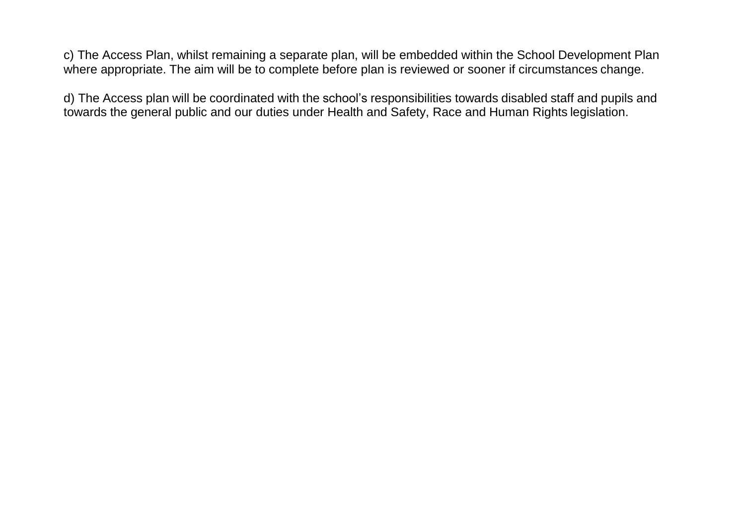c) The Access Plan, whilst remaining a separate plan, will be embedded within the School Development Plan where appropriate. The aim will be to complete before plan is reviewed or sooner if circumstances change.

d) The Access plan will be coordinated with the school's responsibilities towards disabled staff and pupils and towards the general public and our duties under Health and Safety, Race and Human Rights legislation.